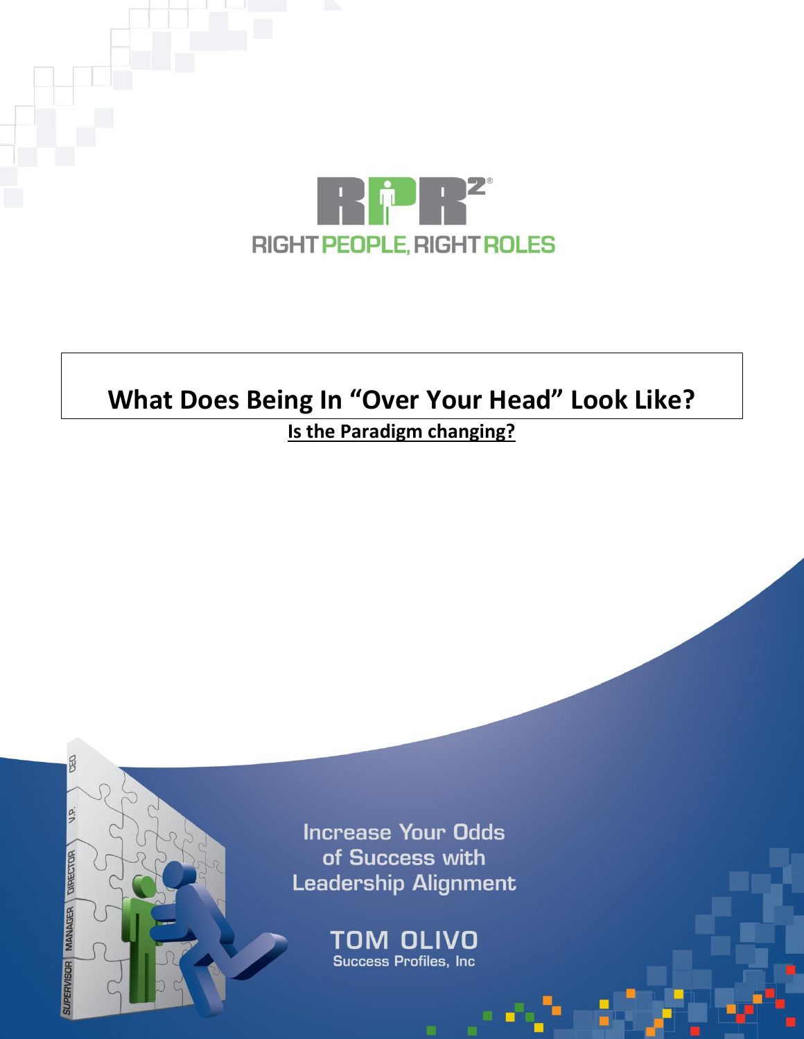RIGHT PEOPLE, RIGHT ROLES

# What Does Being In "Over Your Head" Look Like?

**Is the Paradigm changing?**

Increase Your Odds of Success with Leadership Alignment

TOM OLIVO

Success Profiles, Inc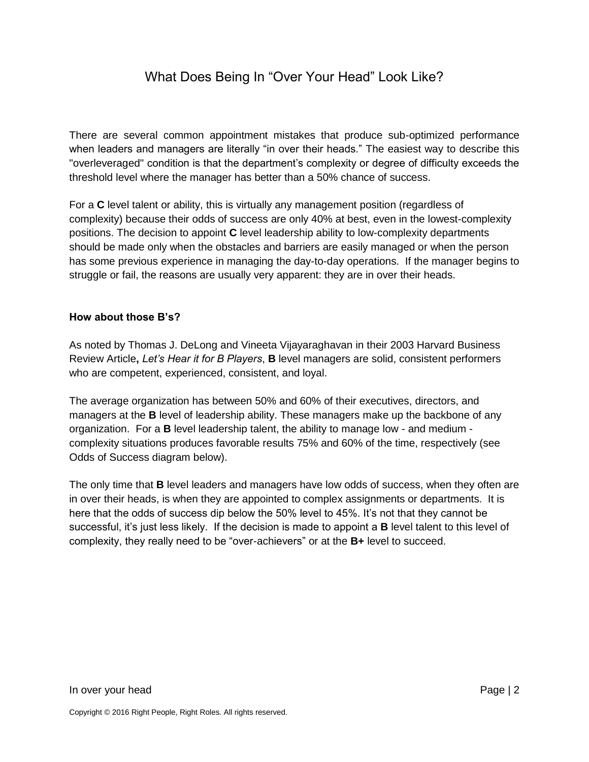# What Does Being In "Over Your Head" Look Like?

There are several common appointment mistakes that produce sub-optimized performance when leaders and managers are literally "in over their heads." The easiest way to describe this "overleveraged" condition is that the department's complexity or degree of difficulty exceeds the threshold level where the manager has better than a 50% chance of success.

For a **C** level talent or ability, this is virtually any management position (regardless of complexity) because their odds of success are only 40% at best, even in the lowest-complexity positions. The decision to appoint **C** level leadership ability to low-complexity departments should be made only when the obstacles and barriers are easily managed or when the person has some previous experience in managing the day-to-day operations. If the manager begins to struggle or fail, the reasons are usually very apparent: they are in over their heads.

### How about those B's?

As noted by Thomas J. DeLong and Vineeta Vijayaraghavan in their 2003 Harvard Business Review Article**,** *Let's Hear it for B Players*, **B** level managers are solid, consistent performers who are competent, experienced, consistent, and loyal.

The average organization has between 50% and 60% of their executives, directors, and managers at the **B** level of leadership ability. These managers make up the backbone of any organization. For a **B** level leadership talent, the ability to manage low - and medium - complexity situations produces favorable results 75% and 60% of the time, respectively (see Odds of Success diagram below).

The only time that **B** level leaders and managers have low odds of success, when they often are in over their heads, is when they are appointed to complex assignments or departments. It is here that the odds of success dip below the 50% level to 45%. It's not that they cannot be successful, it's just less likely. If the decision is made to appoint a **B** level talent to this level of complexity, they really need to be "over-achievers" or at the **B+** level to succeed.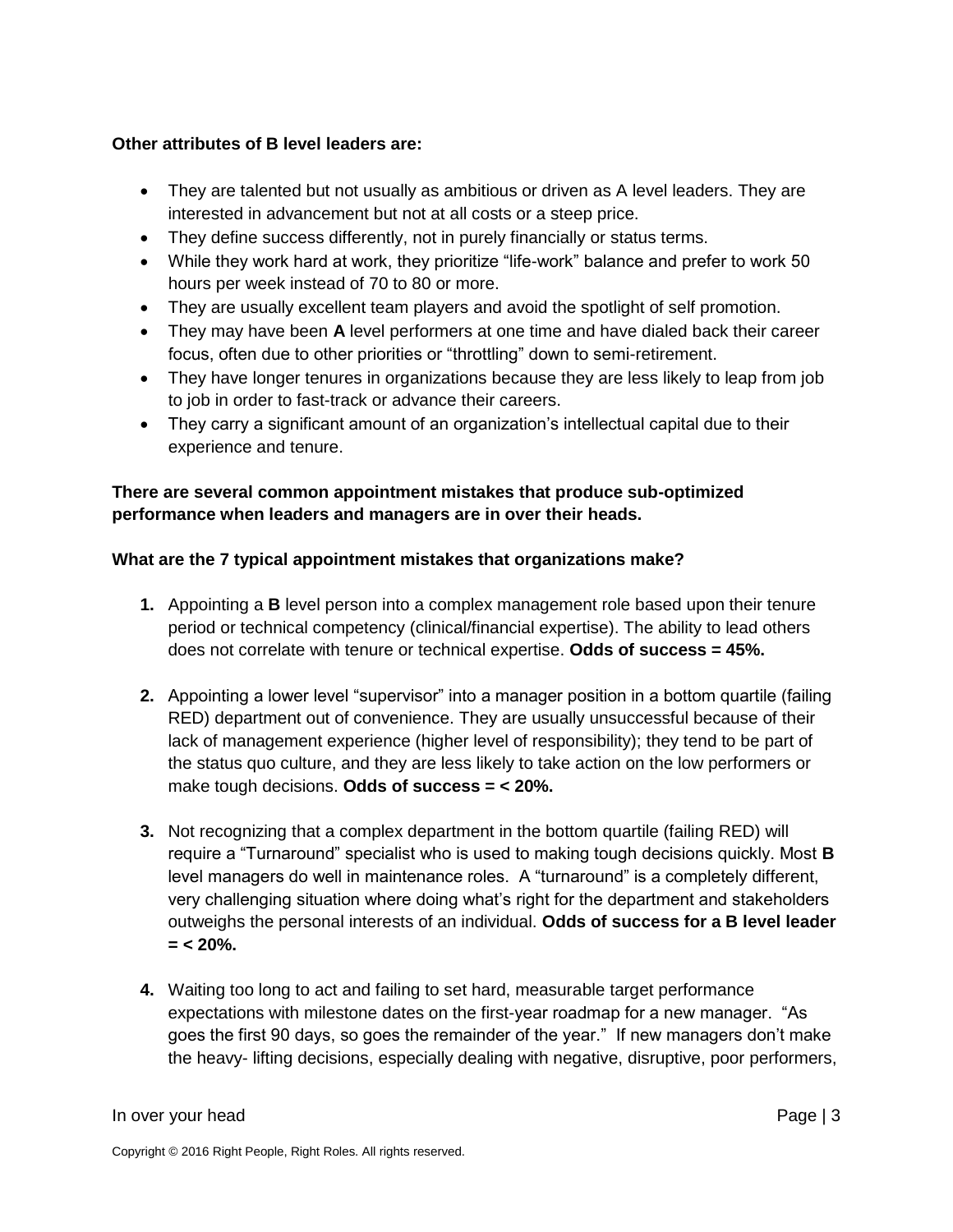**Other attributes of B level leaders are:**

- They are talented but not usually as ambitious or driven as A level leaders. They are interested in advancement but not at all costs or a steep price.
- They define success differently, not in purely financially or status terms.
- While they work hard at work, they prioritize "life-work" balance and prefer to work 50 hours per week instead of 70 to 80 or more.
- They are usually excellent team players and avoid the spotlight of self promotion.
- They may have been **A** level performers at one time and have dialed back their career focus, often due to other priorities or "throttling" down to semi-retirement.
- They have longer tenures in organizations because they are less likely to leap from job to job in order to fast-track or advance their careers.
- They carry a significant amount of an organization's intellectual capital due to their experience and tenure.

**There are several common appointment mistakes that produce sub-optimized performance when leaders and managers are in over their heads.**

**What are the 7 typical appointment mistakes that organizations make?**

1. Appointing a **B** level person into a complex management role based upon their tenure period or technical competency (clinical/financial expertise). The ability to lead others does not correlate with tenure or technical expertise. **Odds of success = 45%.**

2. Appointing a lower level "supervisor" into a manager position in a bottom quartile (failing RED) department out of convenience. They are usually unsuccessful because of their lack of management experience (higher level of responsibility); they tend to be part of the status quo culture, and they are less likely to take action on the low performers or make tough decisions. **Odds of success = < 20%.**

3. Not recognizing that a complex department in the bottom quartile (failing RED) will require a "Turnaround" specialist who is used to making tough decisions quickly. Most **B** level managers do well in maintenance roles. A "turnaround" is a completely different, very challenging situation where doing what's right for the department and stakeholders outweighs the personal interests of an individual. **Odds of success for a B level leader = < 20%.**

4. Waiting too long to act and failing to set hard, measurable target performance expectations with milestone dates on the first-year roadmap for a new manager. "As goes the first 90 days, so goes the remainder of the year." If new managers don't make the heavy- lifting decisions, especially dealing with negative, disruptive, poor performers,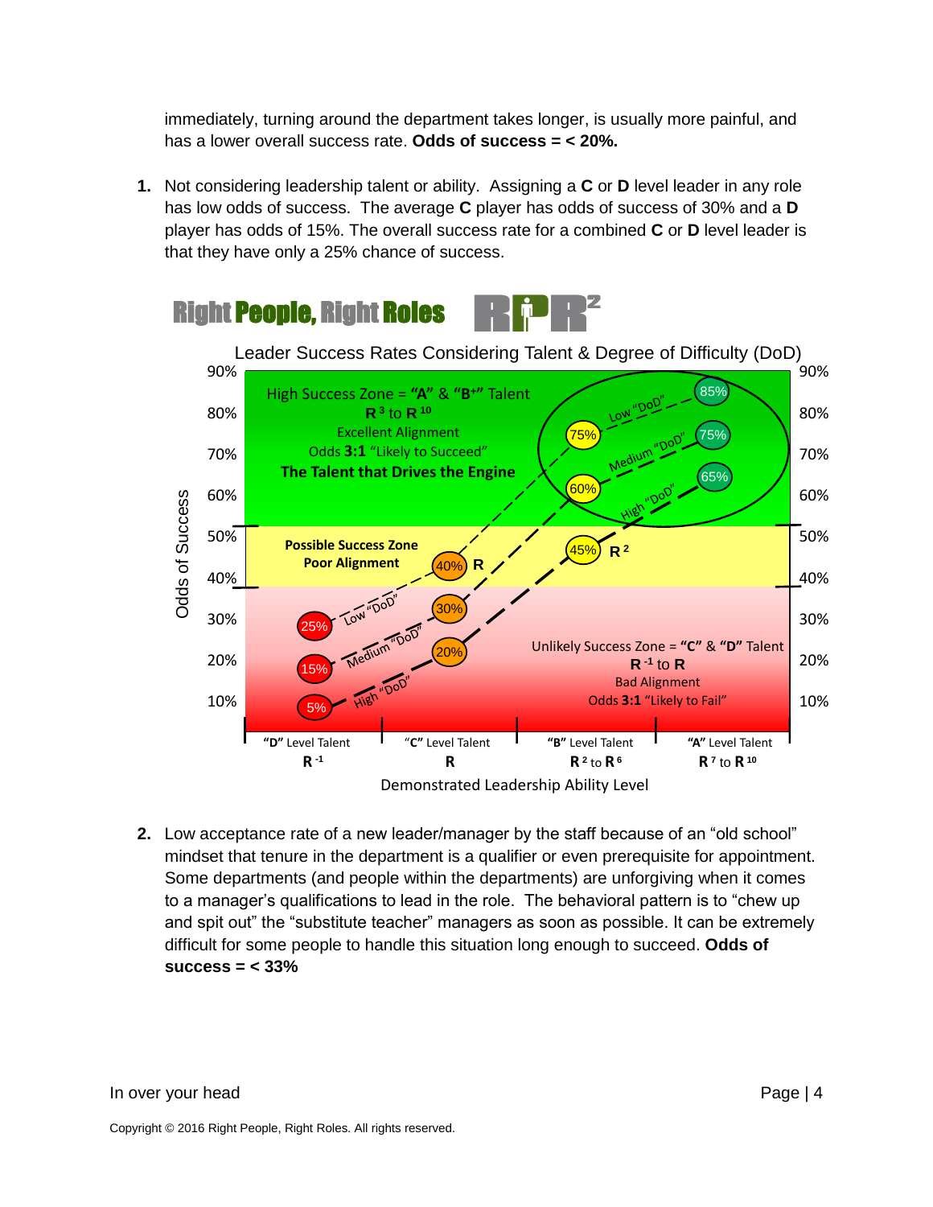immediately, turning around the department takes longer, is usually more painful, and has a lower overall success rate. **Odds of success = < 20%.**

1. Not considering leadership talent or ability. Assigning a **C** or **D** level leader in any role has low odds of success. The average **C** player has odds of success of 30% and a **D** player has odds of 15%. The overall success rate for a combined **C** or **D** level leader is that they have only a 25% chance of success.

**Right People, Right Roles** RPR²

Leader Success Rates Considering Talent & Degree of Difficulty (DoD)

High Success Zone = **"A"** & **"B+"** Talent
**R**$^{3}$ to **R**$^{10}$
Excellent Alignment
Odds **3:1** "Likely to Succeed"
**The Talent that Drives the Engine**

**Possible Success Zone**
**Poor Alignment**

Unlikely Success Zone = **"C"** & **"D"** Talent
**R**$^{-1}$ to **R**
Bad Alignment
Odds **3:1** "Likely to Fail"

| Demonstrated Leadership Ability Level | "D" Level Talent $R^{-1}$ | "C" Level Talent R | "B" Level Talent $R^{2}$ to $R^{6}$ | "A" Level Talent $R^{7}$ to $R^{10}$ |
|---|---|---|---|---|
| Low "DoD" | 25% | 40% | 75% | 85% |
| Medium "DoD" | 15% | 30% | 60% | 75% |
| High "DoD" | 5% | 20% | 45% | 65% |

Odds of Success (vertical axis: 10%–90%)

2. Low acceptance rate of a new leader/manager by the staff because of an "old school" mindset that tenure in the department is a qualifier or even prerequisite for appointment. Some departments (and people within the departments) are unforgiving when it comes to a manager's qualifications to lead in the role. The behavioral pattern is to "chew up and spit out" the "substitute teacher" managers as soon as possible. It can be extremely difficult for some people to handle this situation long enough to succeed. **Odds of success = < 33%**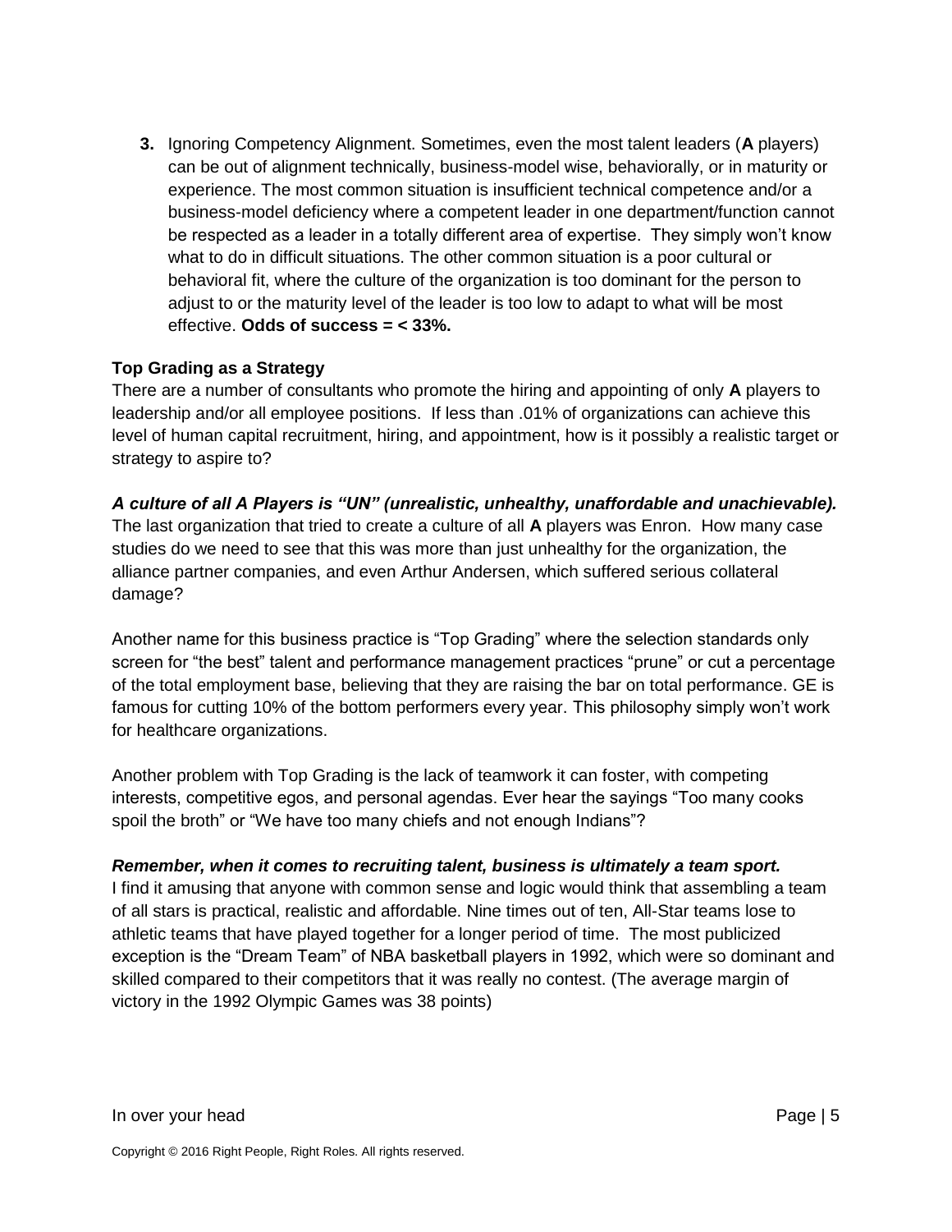3. Ignoring Competency Alignment. Sometimes, even the most talent leaders (**A** players) can be out of alignment technically, business-model wise, behaviorally, or in maturity or experience. The most common situation is insufficient technical competence and/or a business-model deficiency where a competent leader in one department/function cannot be respected as a leader in a totally different area of expertise. They simply won't know what to do in difficult situations. The other common situation is a poor cultural or behavioral fit, where the culture of the organization is too dominant for the person to adjust to or the maturity level of the leader is too low to adapt to what will be most effective. **Odds of success = < 33%.**

**Top Grading as a Strategy**

There are a number of consultants who promote the hiring and appointing of only **A** players to leadership and/or all employee positions. If less than .01% of organizations can achieve this level of human capital recruitment, hiring, and appointment, how is it possibly a realistic target or strategy to aspire to?

***A culture of all A Players is "UN" (unrealistic, unhealthy, unaffordable and unachievable).***

The last organization that tried to create a culture of all **A** players was Enron. How many case studies do we need to see that this was more than just unhealthy for the organization, the alliance partner companies, and even Arthur Andersen, which suffered serious collateral damage?

Another name for this business practice is "Top Grading" where the selection standards only screen for "the best" talent and performance management practices "prune" or cut a percentage of the total employment base, believing that they are raising the bar on total performance. GE is famous for cutting 10% of the bottom performers every year. This philosophy simply won't work for healthcare organizations.

Another problem with Top Grading is the lack of teamwork it can foster, with competing interests, competitive egos, and personal agendas. Ever hear the sayings "Too many cooks spoil the broth" or "We have too many chiefs and not enough Indians"?

***Remember, when it comes to recruiting talent, business is ultimately a team sport.***

I find it amusing that anyone with common sense and logic would think that assembling a team of all stars is practical, realistic and affordable. Nine times out of ten, All-Star teams lose to athletic teams that have played together for a longer period of time. The most publicized exception is the "Dream Team" of NBA basketball players in 1992, which were so dominant and skilled compared to their competitors that it was really no contest. (The average margin of victory in the 1992 Olympic Games was 38 points)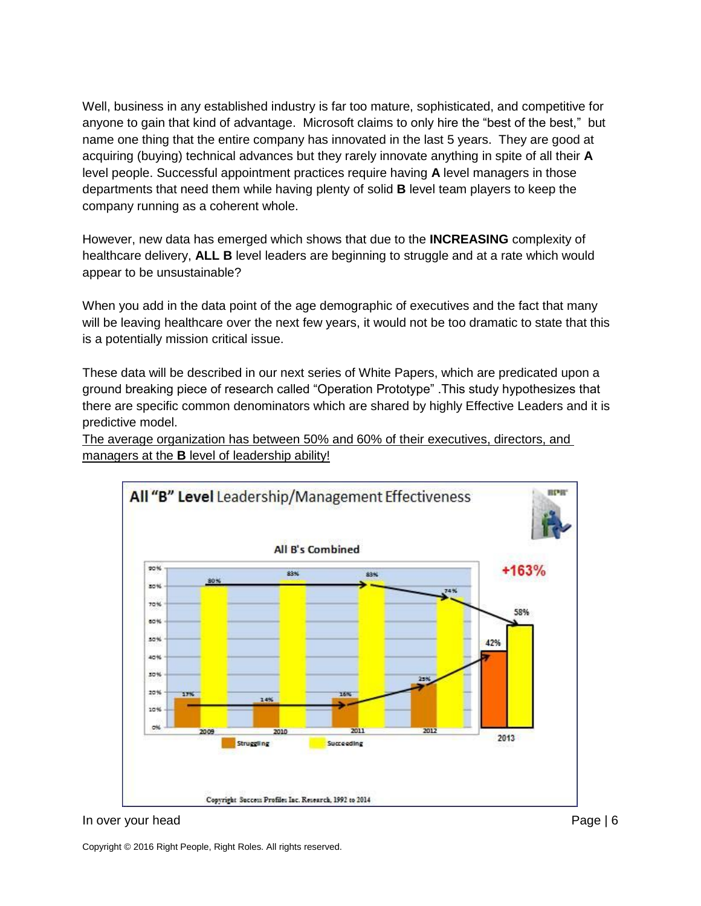Well, business in any established industry is far too mature, sophisticated, and competitive for anyone to gain that kind of advantage. Microsoft claims to only hire the "best of the best," but name one thing that the entire company has innovated in the last 5 years. They are good at acquiring (buying) technical advances but they rarely innovate anything in spite of all their **A** level people. Successful appointment practices require having **A** level managers in those departments that need them while having plenty of solid **B** level team players to keep the company running as a coherent whole.

However, new data has emerged which shows that due to the **INCREASING** complexity of healthcare delivery, **ALL B** level leaders are beginning to struggle and at a rate which would appear to be unsustainable?

When you add in the data point of the age demographic of executives and the fact that many will be leaving healthcare over the next few years, it would not be too dramatic to state that this is a potentially mission critical issue.

These data will be described in our next series of White Papers, which are predicated upon a ground breaking piece of research called "Operation Prototype" .This study hypothesizes that there are specific common denominators which are shared by highly Effective Leaders and it is predictive model.

<u>The average organization has between 50% and 60% of their executives, directors, and managers at the **B** level of leadership ability!</u>

**All "B" Level Leadership/Management Effectiveness**

All B's Combined

| Year | Struggling | Succeeding |
|---|---|---|
| 2009 | 17% | 80% |
| 2010 | 14% | 83% |
| 2011 | 16% | 83% |
| 2012 | 25% | 74% |
| 2013 | 42% | 58% |

+163%

Copyright Success Profiles Inc. Research, 1992 to 2014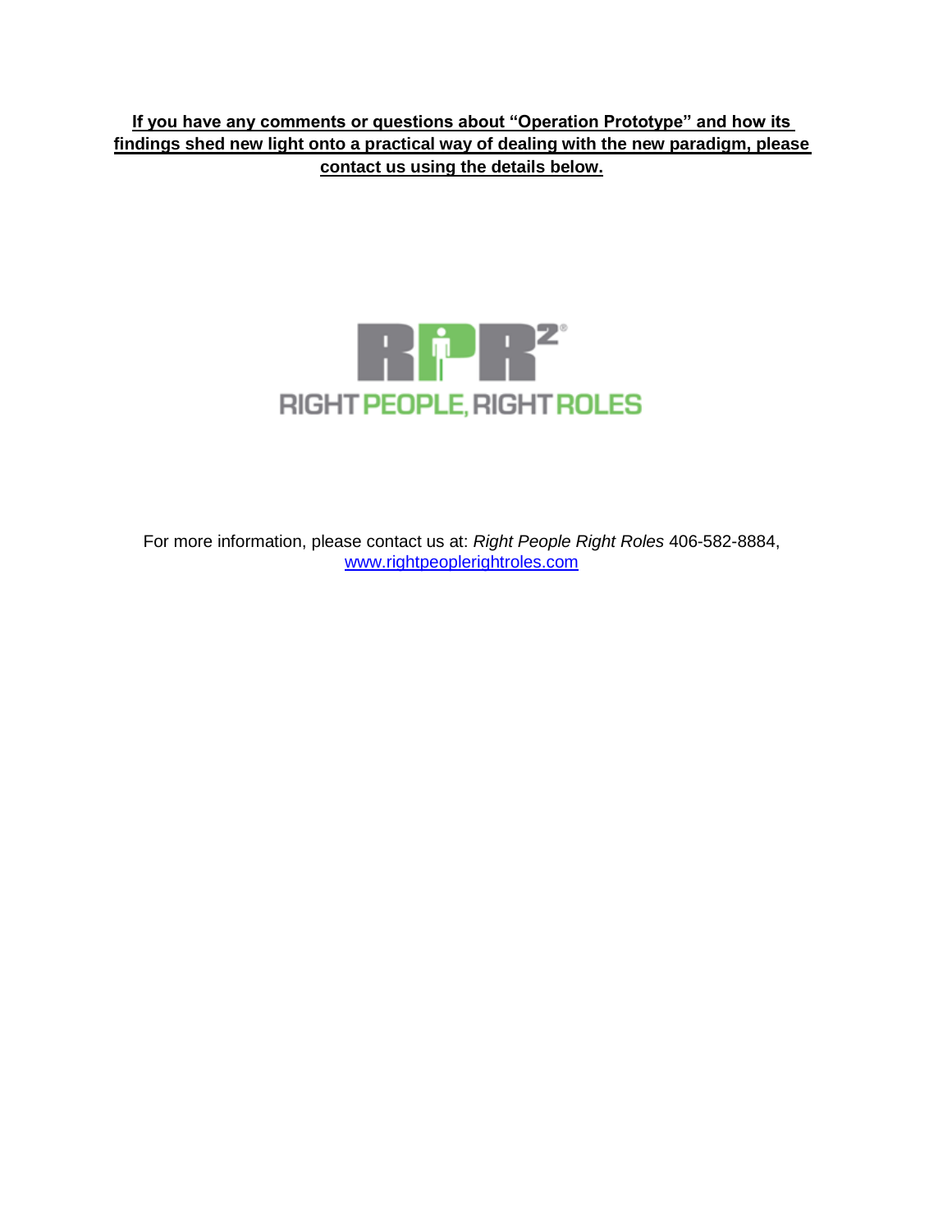**If you have any comments or questions about "Operation Prototype" and how its findings shed new light onto a practical way of dealing with the new paradigm, please contact us using the details below.**

RPR²®

RIGHT PEOPLE, RIGHT ROLES

For more information, please contact us at: *Right People Right Roles* 406-582-8884, www.rightpeoplerightroles.com